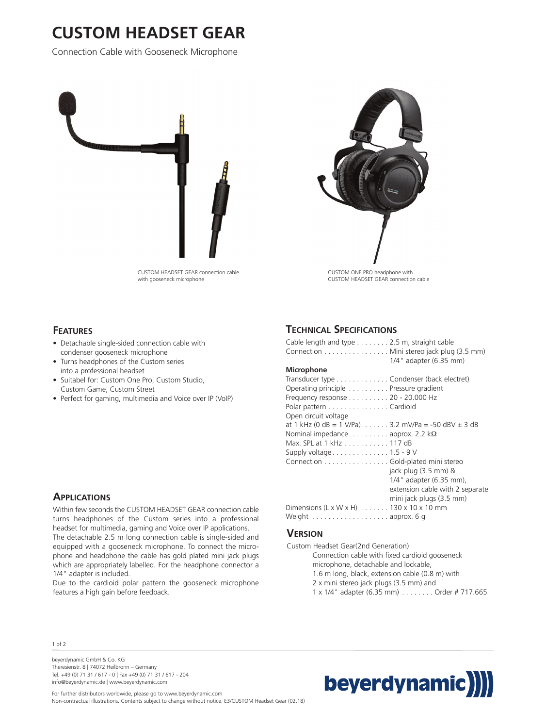# CUSTOM HEADSET GEAR

Connection Cable with Gooseneck Microphone

CUSTOM HEADSET GEAR connection cable with gooseneck microphone

CUSTOM ONE PRO headphone with CUSTOM HEADSET GEAR connection cable

## Features

- Detachable single-sided connection cable with condenser gooseneck microphone
- Turns headphones of the Custom series into a professional headset
- Suitabel for: Custom One Pro, Custom Studio, Custom Game, Custom Street
- Perfect for gaming, multimedia and Voice over IP (VoIP)

## Applications

Within few seconds the CUSTOM HEADSET GEAR connection cable turns headphones of the Custom series into a professional headset for multimedia, gaming and Voice over IP applications.

The detachable 2.5 m long connection cable is single-sided and equipped with a gooseneck microphone. To connect the microphone and headphone the cable has gold plated mini jack plugs which are appropriately labelled. For the headphone connector a 1/4" adapter is included.

Due to the cardioid polar pattern the gooseneck microphone features a high gain before feedback.

## Technical Specifications

Cable length and type . . . . . . . . 2.5 m, straight cable

Connection . . . . . . . . . . . . . . . . Mini stereo jack plug (3.5 mm)
1/4" adapter (6.35 mm)

**Microphone**

Transducer type . . . . . . . . . . . . . Condenser (back electret)

Operating principle . . . . . . . . . . Pressure gradient

Frequency response . . . . . . . . . . 20 - 20.000 Hz

Polar pattern . . . . . . . . . . . . . . . Cardioid

Open circuit voltage
at 1 kHz (0 dB = 1 V/Pa). . . . . . . 3.2 mV/Pa = -50 dBV ± 3 dB

Nominal impedance . . . . . . . . . . approx. 2.2 kΩ

Max. SPL at 1 kHz . . . . . . . . . . . 117 dB

Supply voltage . . . . . . . . . . . . . . 1.5 - 9 V

Connection . . . . . . . . . . . . . . . . Gold-plated mini stereo jack plug (3.5 mm) & 1/4" adapter (6.35 mm), extension cable with 2 separate mini jack plugs (3.5 mm)

Dimensions (L x W x H) . . . . . . . 130 x 10 x 10 mm

Weight . . . . . . . . . . . . . . . . . . . approx. 6 g

## Version

Custom Headset Gear(2nd Generation)
Connection cable with fixed cardioid gooseneck microphone, detachable and lockable, 1.6 m long, black, extension cable (0.8 m) with 2 x mini stereo jack plugs (3.5 mm) and 1 x 1/4" adapter (6.35 mm) . . . . . . . . Order # 717.665

beyerdynamic GmbH & Co. KG
Theresienstr. 8 | 74072 Heilbronn – Germany
Tel. +49 (0) 71 31 / 617 - 0 | Fax +49 (0) 71 31 / 617 - 204
info@beyerdynamic.de | www.beyerdynamic.com

For further distributors worldwide, please go to www.beyerdynamic.com
Non-contractual illustrations. Contents subject to change without notice. E3/CUSTOM Headset Gear (02.18)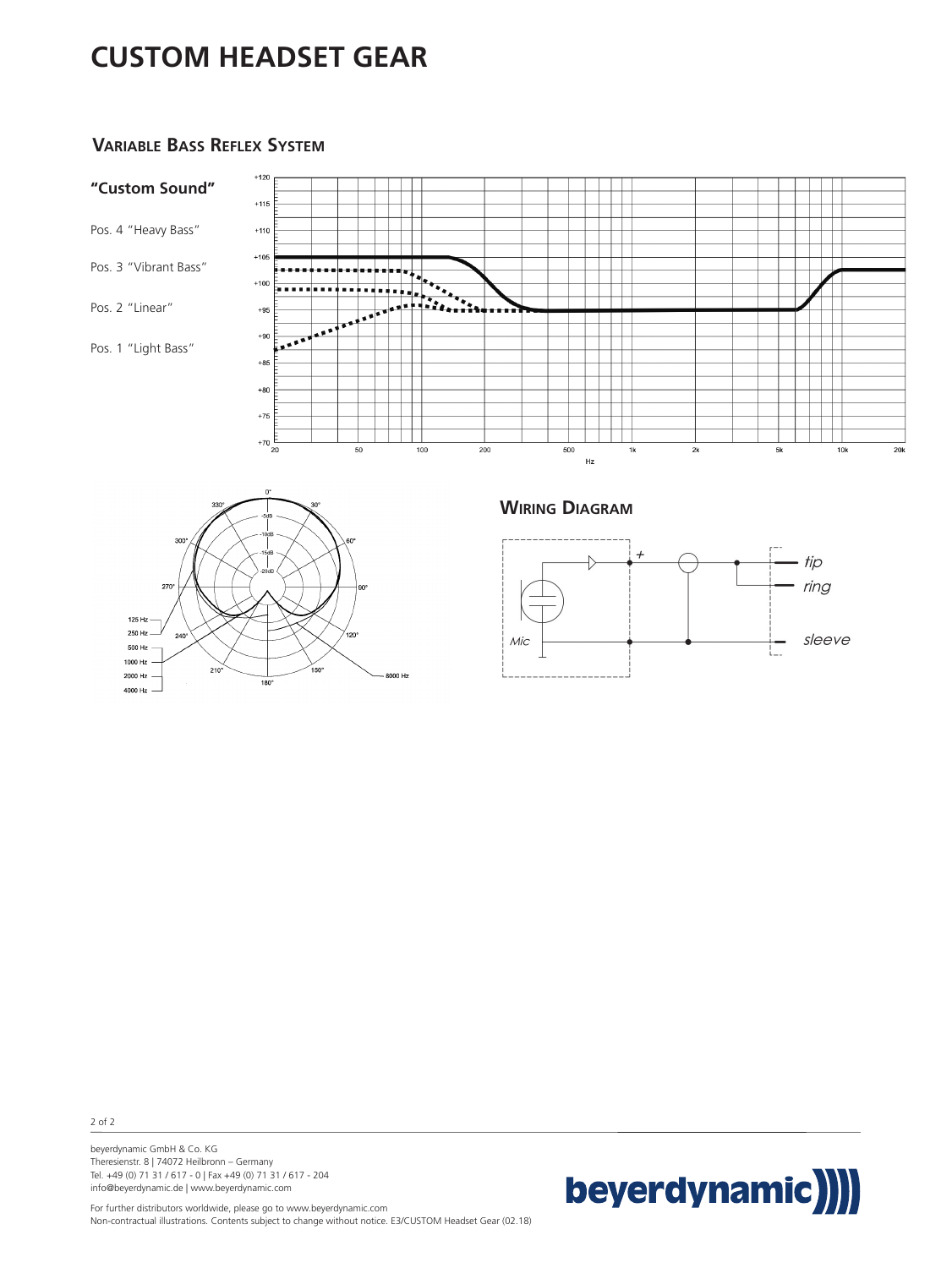# CUSTOM HEADSET GEAR

## Variable Bass Reflex System

**"Custom Sound"**

Pos. 4 "Heavy Bass"

Pos. 3 "Vibrant Bass"

Pos. 2 "Linear"

Pos. 1 "Light Bass"

+120
+115
+110
+105
+100
+95
+90
+85
+80
+75
+70

20 50 100 200 500 1k 2k 5k 10k 20k

Hz

0°
30°
60°
90°
120°
150°
180°
210°
240°
270°
300°
330°
-5dB
-10dB
-15dB
-20dB

125 Hz
250 Hz
500 Hz
1000 Hz
2000 Hz
4000 Hz
8000 Hz

## Wiring Diagram

+
Mic
tip
ring
sleeve

beyerdynamic GmbH & Co. KG
Theresienstr. 8 | 74072 Heilbronn – Germany
Tel. +49 (0) 71 31 / 617 - 0 | Fax +49 (0) 71 31 / 617 - 204
info@beyerdynamic.de | www.beyerdynamic.com

For further distributors worldwide, please go to www.beyerdynamic.com
Non-contractual illustrations. Contents subject to change without notice. E3/CUSTOM Headset Gear (02.18)

beyerdynamic